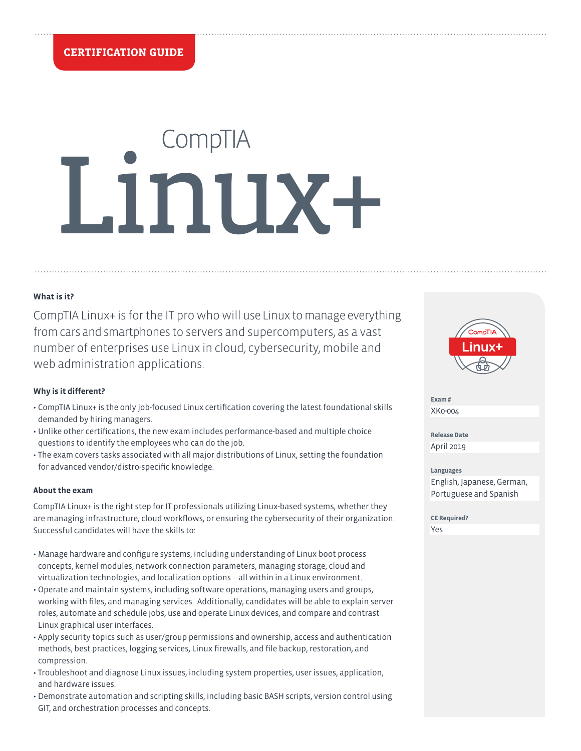CERTIFICATION GUIDE

# CompTIA Linux+

### What is it?

CompTIA Linux+ is for the IT pro who will use Linux to manage everything from cars and smartphones to servers and supercomputers, as a vast number of enterprises use Linux in cloud, cybersecurity, mobile and web administration applications.

### Why is it different?

- CompTIA Linux+ is the only job-focused Linux certification covering the latest foundational skills demanded by hiring managers.
- Unlike other certifications, the new exam includes performance-based and multiple choice questions to identify the employees who can do the job.
- The exam covers tasks associated with all major distributions of Linux, setting the foundation for advanced vendor/distro-specific knowledge.

### About the exam

CompTIA Linux+ is the right step for IT professionals utilizing Linux-based systems, whether they are managing infrastructure, cloud workflows, or ensuring the cybersecurity of their organization. Successful candidates will have the skills to:

- Manage hardware and configure systems, including understanding of Linux boot process concepts, kernel modules, network connection parameters, managing storage, cloud and virtualization technologies, and localization options – all within in a Linux environment.
- Operate and maintain systems, including software operations, managing users and groups, working with files, and managing services. Additionally, candidates will be able to explain server roles, automate and schedule jobs, use and operate Linux devices, and compare and contrast Linux graphical user interfaces.
- Apply security topics such as user/group permissions and ownership, access and authentication methods, best practices, logging services, Linux firewalls, and file backup, restoration, and compression.
- Troubleshoot and diagnose Linux issues, including system properties, user issues, application, and hardware issues.
- Demonstrate automation and scripting skills, including basic BASH scripts, version control using GIT, and orchestration processes and concepts.

**Exam #**
XK0-004

**Release Date**
April 2019

**Languages**
English, Japanese, German, Portuguese and Spanish

**CE Required?**
Yes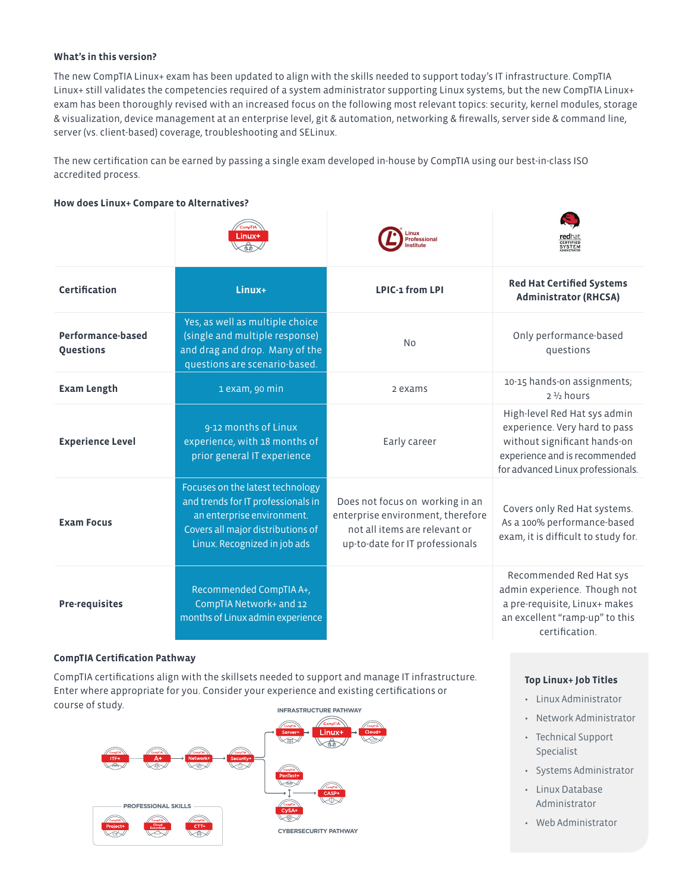### What's in this version?

The new CompTIA Linux+ exam has been updated to align with the skills needed to support today's IT infrastructure. CompTIA Linux+ still validates the competencies required of a system administrator supporting Linux systems, but the new CompTIA Linux+ exam has been thoroughly revised with an increased focus on the following most relevant topics: security, kernel modules, storage & visualization, device management at an enterprise level, git & automation, networking & firewalls, server side & command line, server (vs. client-based) coverage, troubleshooting and SELinux.

The new certification can be earned by passing a single exam developed in-house by CompTIA using our best-in-class ISO accredited process.

### How does Linux+ Compare to Alternatives?

| Certification | Linux+ | LPIC-1 from LPI | Red Hat Certified Systems Administrator (RHCSA) |
|---|---|---|---|
| Performance-based Questions | Yes, as well as multiple choice (single and multiple response) and drag and drop. Many of the questions are scenario-based. | No | Only performance-based questions |
| Exam Length | 1 exam, 90 min | 2 exams | 10-15 hands-on assignments; 2 ½ hours |
| Experience Level | 9-12 months of Linux experience, with 18 months of prior general IT experience | Early career | High-level Red Hat sys admin experience. Very hard to pass without significant hands-on experience and is recommended for advanced Linux professionals. |
| Exam Focus | Focuses on the latest technology and trends for IT professionals in an enterprise environment. Covers all major distributions of Linux. Recognized in job ads | Does not focus on working in an enterprise environment, therefore not all items are relevant or up-to-date for IT professionals | Covers only Red Hat systems. As a 100% performance-based exam, it is difficult to study for. |
| Pre-requisites | Recommended CompTIA A+, CompTIA Network+ and 12 months of Linux admin experience | | Recommended Red Hat sys admin experience. Though not a pre-requisite, Linux+ makes an excellent "ramp-up" to this certification. |

### CompTIA Certification Pathway

CompTIA certifications align with the skillsets needed to support and manage IT infrastructure. Enter where appropriate for you. Consider your experience and existing certifications or course of study.

INFRASTRUCTURE PATHWAY: ITF+ → A+ → Network+ → Security+ → Server+ → Linux+ → Cloud+

CYBERSECURITY PATHWAY: Security+ → PenTest+ / CySA+ → CASP+

PROFESSIONAL SKILLS: Project+, Cloud Essentials, CTT+

### Top Linux+ Job Titles

- Linux Administrator
- Network Administrator
- Technical Support Specialist
- Systems Administrator
- Linux Database Administrator
- Web Administrator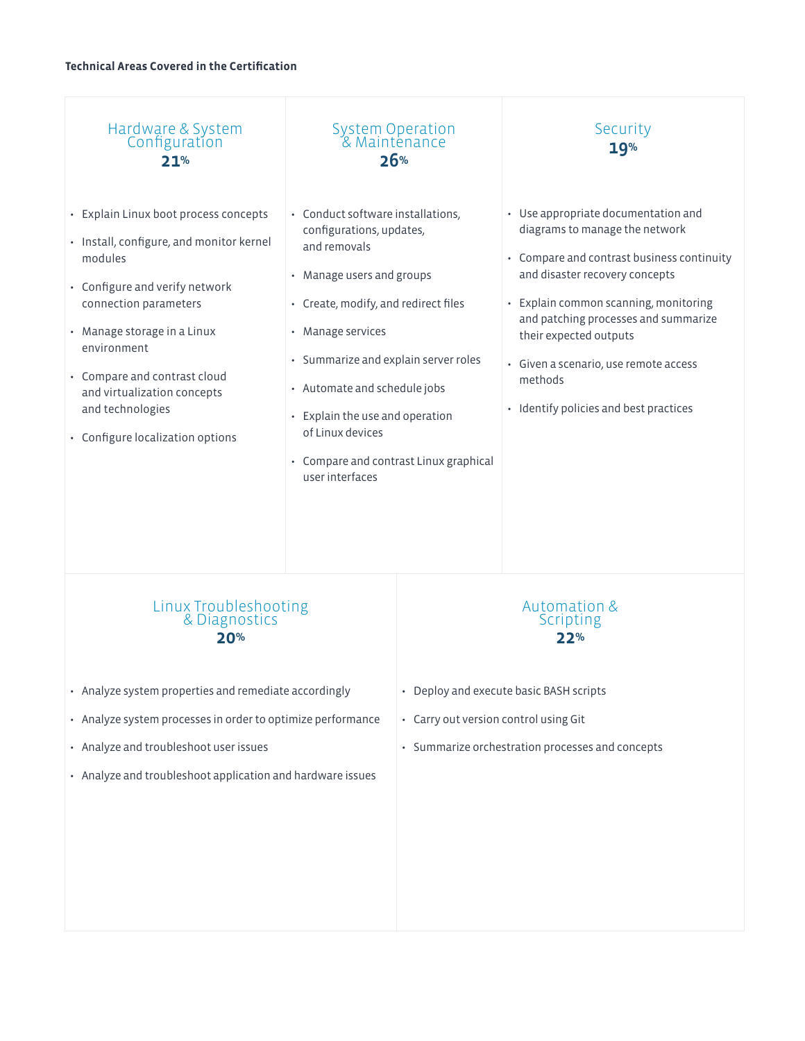**Technical Areas Covered in the Certification**

## Hardware & System Configuration
**21%**

- Explain Linux boot process concepts
- Install, configure, and monitor kernel modules
- Configure and verify network connection parameters
- Manage storage in a Linux environment
- Compare and contrast cloud and virtualization concepts and technologies
- Configure localization options

## System Operation & Maintenance
**26%**

- Conduct software installations, configurations, updates, and removals
- Manage users and groups
- Create, modify, and redirect files
- Manage services
- Summarize and explain server roles
- Automate and schedule jobs
- Explain the use and operation of Linux devices
- Compare and contrast Linux graphical user interfaces

## Security
**19%**

- Use appropriate documentation and diagrams to manage the network
- Compare and contrast business continuity and disaster recovery concepts
- Explain common scanning, monitoring and patching processes and summarize their expected outputs
- Given a scenario, use remote access methods
- Identify policies and best practices

## Linux Troubleshooting & Diagnostics
**20%**

- Analyze system properties and remediate accordingly
- Analyze system processes in order to optimize performance
- Analyze and troubleshoot user issues
- Analyze and troubleshoot application and hardware issues

## Automation & Scripting
**22%**

- Deploy and execute basic BASH scripts
- Carry out version control using Git
- Summarize orchestration processes and concepts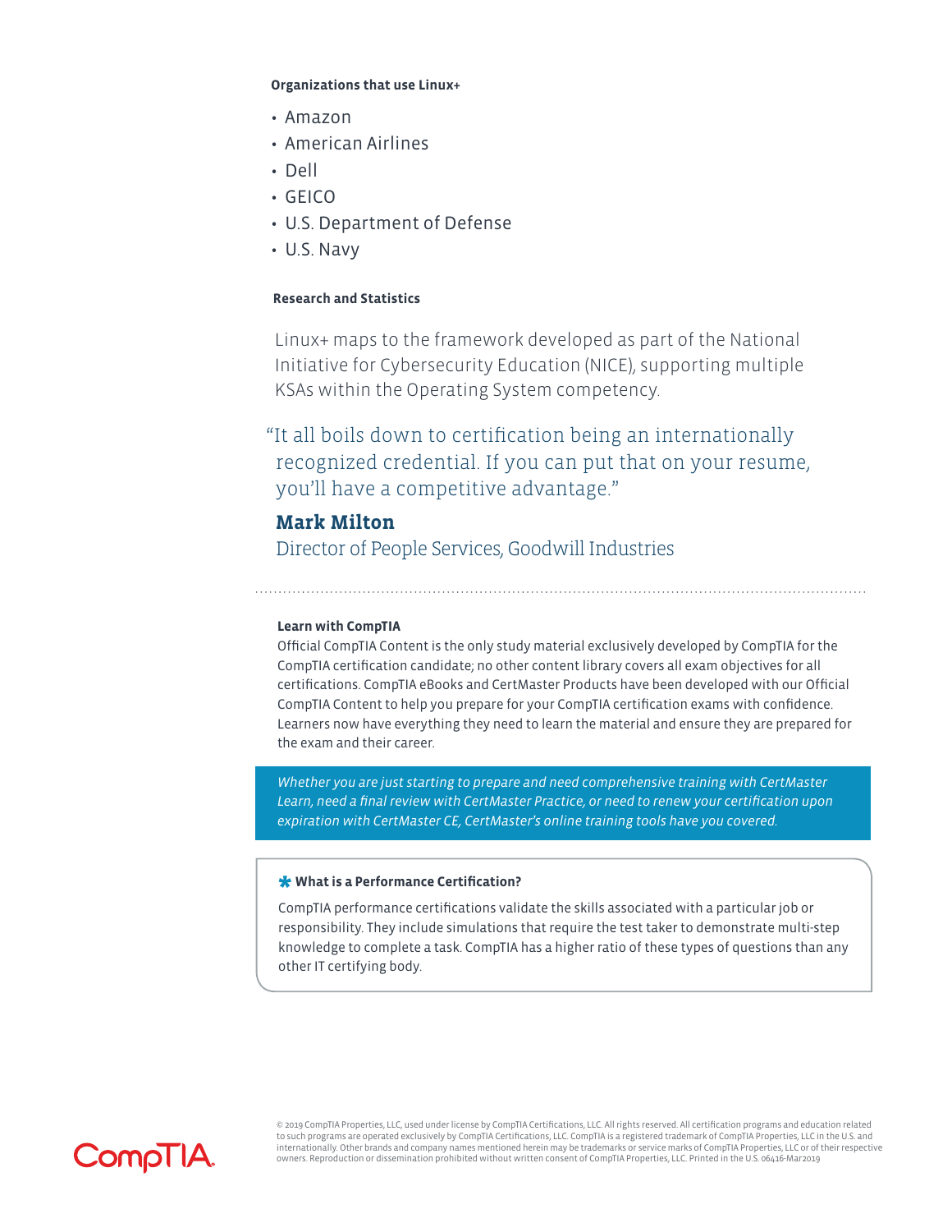**Organizations that use Linux+**

- Amazon
- American Airlines
- Dell
- GEICO
- U.S. Department of Defense
- U.S. Navy

**Research and Statistics**

Linux+ maps to the framework developed as part of the National Initiative for Cybersecurity Education (NICE), supporting multiple KSAs within the Operating System competency.

"It all boils down to certification being an internationally recognized credential. If you can put that on your resume, you'll have a competitive advantage."

**Mark Milton**

Director of People Services, Goodwill Industries

**Learn with CompTIA**

Official CompTIA Content is the only study material exclusively developed by CompTIA for the CompTIA certification candidate; no other content library covers all exam objectives for all certifications. CompTIA eBooks and CertMaster Products have been developed with our Official CompTIA Content to help you prepare for your CompTIA certification exams with confidence. Learners now have everything they need to learn the material and ensure they are prepared for the exam and their career.

*Whether you are just starting to prepare and need comprehensive training with CertMaster Learn, need a final review with CertMaster Practice, or need to renew your certification upon expiration with CertMaster CE, CertMaster's online training tools have you covered.*

**What is a Performance Certification?**

CompTIA performance certifications validate the skills associated with a particular job or responsibility. They include simulations that require the test taker to demonstrate multi-step knowledge to complete a task. CompTIA has a higher ratio of these types of questions than any other IT certifying body.

CompTIA

© 2019 CompTIA Properties, LLC, used under license by CompTIA Certifications, LLC. All rights reserved. All certification programs and education related to such programs are operated exclusively by CompTIA Certifications, LLC. CompTIA is a registered trademark of CompTIA Properties, LLC in the U.S. and internationally. Other brands and company names mentioned herein may be trademarks or service marks of CompTIA Properties, LLC or of their respective owners. Reproduction or dissemination prohibited without written consent of CompTIA Properties, LLC. Printed in the U.S. 06416-Mar2019